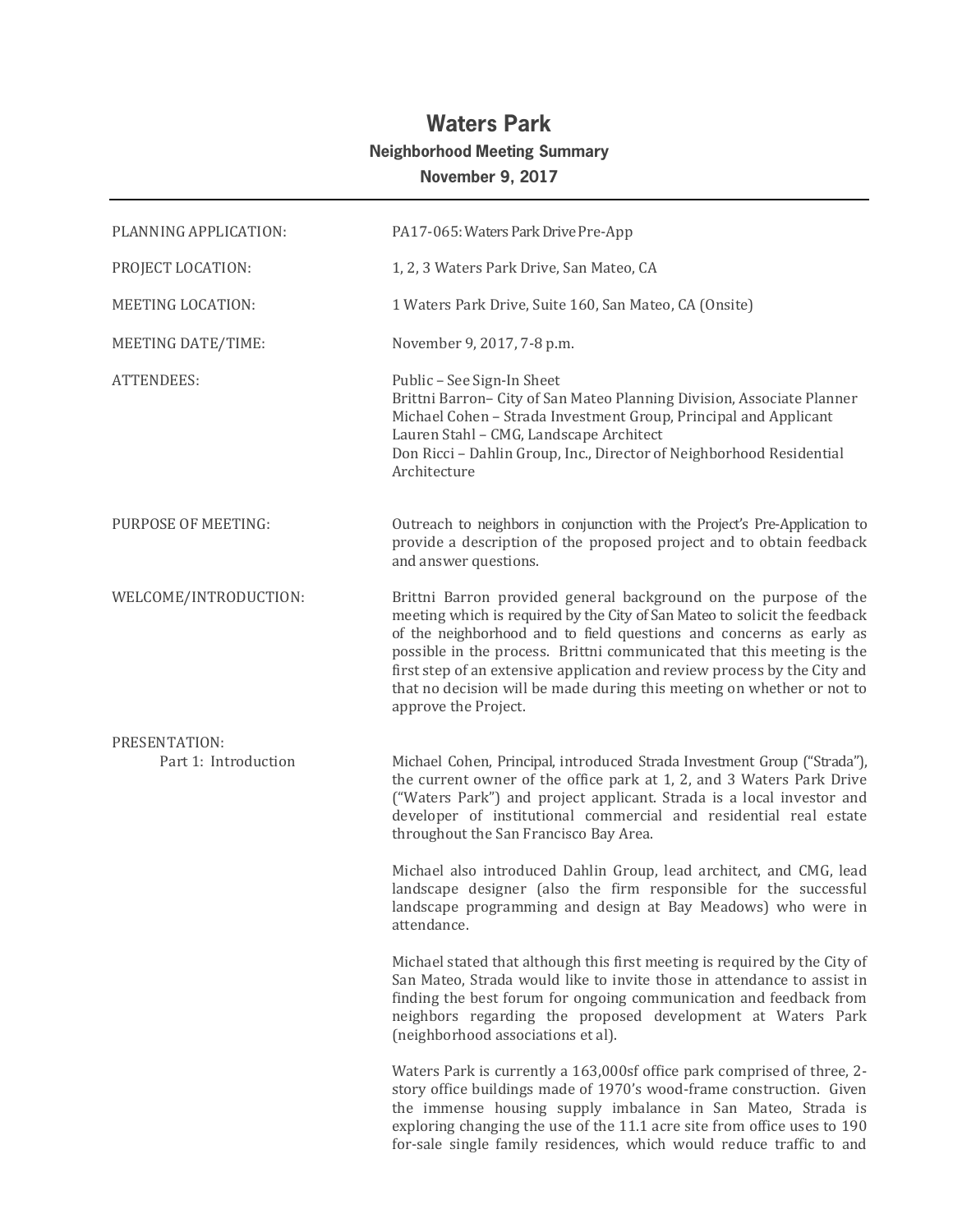# Waters Park

## Neighborhood Meeting Summary

## November 9, 2017

---

**PLANNING APPLICATION:** PA17-065: Waters Park Drive Pre-App

**PROJECT LOCATION:** 1, 2, 3 Waters Park Drive, San Mateo, CA

**MEETING LOCATION:** 1 Waters Park Drive, Suite 160, San Mateo, CA (Onsite)

**MEETING DATE/TIME:** November 9, 2017, 7-8 p.m.

**ATTENDEES:**
Public – See Sign-In Sheet
Brittni Barron– City of San Mateo Planning Division, Associate Planner
Michael Cohen – Strada Investment Group, Principal and Applicant
Lauren Stahl – CMG, Landscape Architect
Don Ricci – Dahlin Group, Inc., Director of Neighborhood Residential Architecture

**PURPOSE OF MEETING:**
Outreach to neighbors in conjunction with the Project's Pre-Application to provide a description of the proposed project and to obtain feedback and answer questions.

**WELCOME/INTRODUCTION:**
Brittni Barron provided general background on the purpose of the meeting which is required by the City of San Mateo to solicit the feedback of the neighborhood and to field questions and concerns as early as possible in the process. Brittni communicated that this meeting is the first step of an extensive application and review process by the City and that no decision will be made during this meeting on whether or not to approve the Project.

**PRESENTATION:**

**Part 1: Introduction**

Michael Cohen, Principal, introduced Strada Investment Group ("Strada"), the current owner of the office park at 1, 2, and 3 Waters Park Drive ("Waters Park") and project applicant. Strada is a local investor and developer of institutional commercial and residential real estate throughout the San Francisco Bay Area.

Michael also introduced Dahlin Group, lead architect, and CMG, lead landscape designer (also the firm responsible for the successful landscape programming and design at Bay Meadows) who were in attendance.

Michael stated that although this first meeting is required by the City of San Mateo, Strada would like to invite those in attendance to assist in finding the best forum for ongoing communication and feedback from neighbors regarding the proposed development at Waters Park (neighborhood associations et al).

Waters Park is currently a 163,000sf office park comprised of three, 2-story office buildings made of 1970's wood-frame construction. Given the immense housing supply imbalance in San Mateo, Strada is exploring changing the use of the 11.1 acre site from office uses to 190 for-sale single family residences, which would reduce traffic to and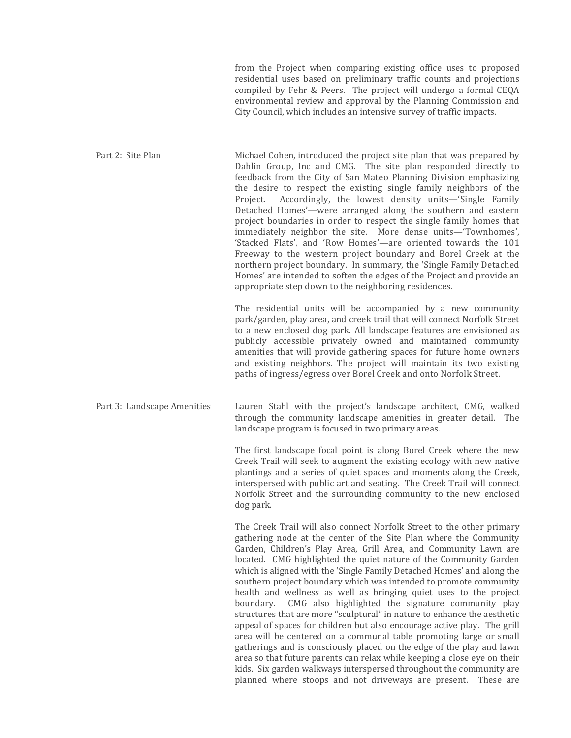from the Project when comparing existing office uses to proposed residential uses based on preliminary traffic counts and projections compiled by Fehr & Peers. The project will undergo a formal CEQA environmental review and approval by the Planning Commission and City Council, which includes an intensive survey of traffic impacts.

**Part 2: Site Plan**

Michael Cohen, introduced the project site plan that was prepared by Dahlin Group, Inc and CMG. The site plan responded directly to feedback from the City of San Mateo Planning Division emphasizing the desire to respect the existing single family neighbors of the Project. Accordingly, the lowest density units—'Single Family Detached Homes'—were arranged along the southern and eastern project boundaries in order to respect the single family homes that immediately neighbor the site. More dense units—'Townhomes', 'Stacked Flats', and 'Row Homes'—are oriented towards the 101 Freeway to the western project boundary and Borel Creek at the northern project boundary. In summary, the 'Single Family Detached Homes' are intended to soften the edges of the Project and provide an appropriate step down to the neighboring residences.

The residential units will be accompanied by a new community park/garden, play area, and creek trail that will connect Norfolk Street to a new enclosed dog park. All landscape features are envisioned as publicly accessible privately owned and maintained community amenities that will provide gathering spaces for future home owners and existing neighbors. The project will maintain its two existing paths of ingress/egress over Borel Creek and onto Norfolk Street.

**Part 3: Landscape Amenities**

Lauren Stahl with the project's landscape architect, CMG, walked through the community landscape amenities in greater detail. The landscape program is focused in two primary areas.

The first landscape focal point is along Borel Creek where the new Creek Trail will seek to augment the existing ecology with new native plantings and a series of quiet spaces and moments along the Creek, interspersed with public art and seating. The Creek Trail will connect Norfolk Street and the surrounding community to the new enclosed dog park.

The Creek Trail will also connect Norfolk Street to the other primary gathering node at the center of the Site Plan where the Community Garden, Children's Play Area, Grill Area, and Community Lawn are located. CMG highlighted the quiet nature of the Community Garden which is aligned with the 'Single Family Detached Homes' and along the southern project boundary which was intended to promote community health and wellness as well as bringing quiet uses to the project boundary. CMG also highlighted the signature community play structures that are more "sculptural" in nature to enhance the aesthetic appeal of spaces for children but also encourage active play. The grill area will be centered on a communal table promoting large or small gatherings and is consciously placed on the edge of the play and lawn area so that future parents can relax while keeping a close eye on their kids. Six garden walkways interspersed throughout the community are planned where stoops and not driveways are present. These are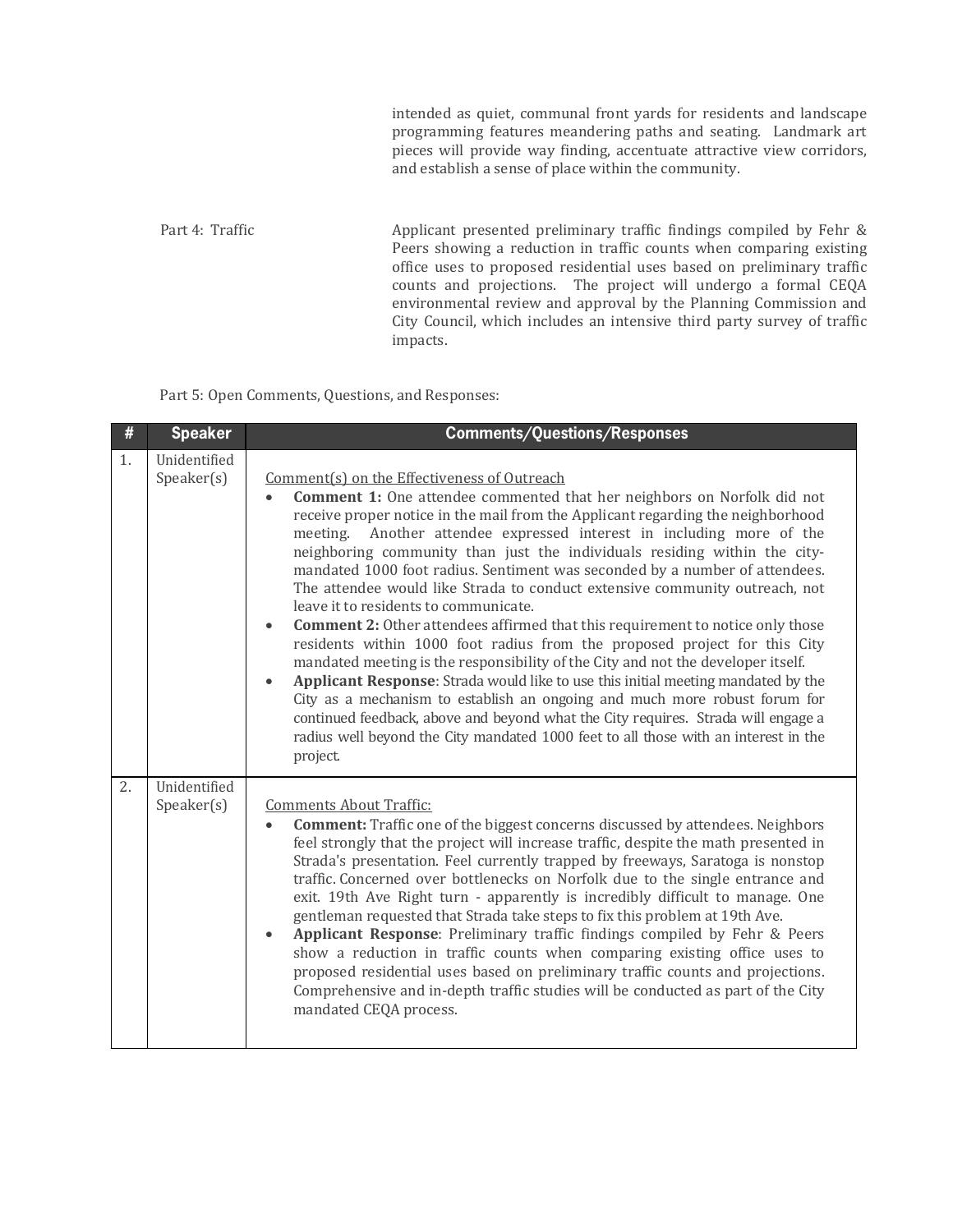intended as quiet, communal front yards for residents and landscape programming features meandering paths and seating. Landmark art pieces will provide way finding, accentuate attractive view corridors, and establish a sense of place within the community.

Part 4: Traffic

Applicant presented preliminary traffic findings compiled by Fehr & Peers showing a reduction in traffic counts when comparing existing office uses to proposed residential uses based on preliminary traffic counts and projections. The project will undergo a formal CEQA environmental review and approval by the Planning Commission and City Council, which includes an intensive third party survey of traffic impacts.

Part 5: Open Comments, Questions, and Responses:

| # | Speaker | Comments/Questions/Responses |
|---|---|---|
| 1. | Unidentified Speaker(s) | Comment(s) on the Effectiveness of Outreach<br>• **Comment 1:** One attendee commented that her neighbors on Norfolk did not receive proper notice in the mail from the Applicant regarding the neighborhood meeting. Another attendee expressed interest in including more of the neighboring community than just the individuals residing within the city-mandated 1000 foot radius. Sentiment was seconded by a number of attendees. The attendee would like Strada to conduct extensive community outreach, not leave it to residents to communicate.<br>• **Comment 2:** Other attendees affirmed that this requirement to notice only those residents within 1000 foot radius from the proposed project for this City mandated meeting is the responsibility of the City and not the developer itself.<br>• **Applicant Response**: Strada would like to use this initial meeting mandated by the City as a mechanism to establish an ongoing and much more robust forum for continued feedback, above and beyond what the City requires. Strada will engage a radius well beyond the City mandated 1000 feet to all those with an interest in the project. |
| 2. | Unidentified Speaker(s) | Comments About Traffic:<br>• **Comment:** Traffic one of the biggest concerns discussed by attendees. Neighbors feel strongly that the project will increase traffic, despite the math presented in Strada's presentation. Feel currently trapped by freeways, Saratoga is nonstop traffic. Concerned over bottlenecks on Norfolk due to the single entrance and exit. 19th Ave Right turn - apparently is incredibly difficult to manage. One gentleman requested that Strada take steps to fix this problem at 19th Ave.<br>• **Applicant Response**: Preliminary traffic findings compiled by Fehr & Peers show a reduction in traffic counts when comparing existing office uses to proposed residential uses based on preliminary traffic counts and projections. Comprehensive and in-depth traffic studies will be conducted as part of the City mandated CEQA process. |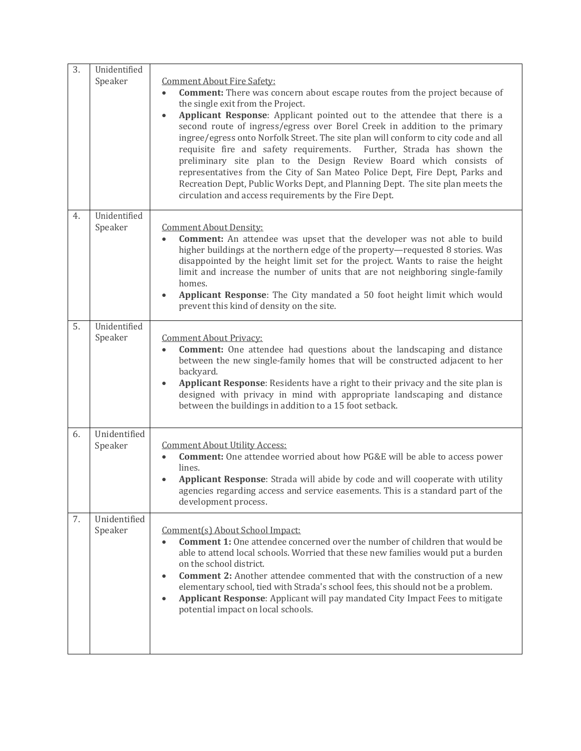| | | |
|---|---|---|
| 3. | Unidentified Speaker | <u>Comment About Fire Safety:</u><br>• **Comment:** There was concern about escape routes from the project because of the single exit from the Project.<br>• **Applicant Response**: Applicant pointed out to the attendee that there is a second route of ingress/egress over Borel Creek in addition to the primary ingree/egress onto Norfolk Street. The site plan will conform to city code and all requisite fire and safety requirements. Further, Strada has shown the preliminary site plan to the Design Review Board which consists of representatives from the City of San Mateo Police Dept, Fire Dept, Parks and Recreation Dept, Public Works Dept, and Planning Dept. The site plan meets the circulation and access requirements by the Fire Dept. |
| 4. | Unidentified Speaker | <u>Comment About Density:</u><br>• **Comment:** An attendee was upset that the developer was not able to build higher buildings at the northern edge of the property—requested 8 stories. Was disappointed by the height limit set for the project. Wants to raise the height limit and increase the number of units that are not neighboring single-family homes.<br>• **Applicant Response**: The City mandated a 50 foot height limit which would prevent this kind of density on the site. |
| 5. | Unidentified Speaker | <u>Comment About Privacy:</u><br>• **Comment:** One attendee had questions about the landscaping and distance between the new single-family homes that will be constructed adjacent to her backyard.<br>• **Applicant Response**: Residents have a right to their privacy and the site plan is designed with privacy in mind with appropriate landscaping and distance between the buildings in addition to a 15 foot setback. |
| 6. | Unidentified Speaker | <u>Comment About Utility Access:</u><br>• **Comment:** One attendee worried about how PG&E will be able to access power lines.<br>• **Applicant Response**: Strada will abide by code and will cooperate with utility agencies regarding access and service easements. This is a standard part of the development process. |
| 7. | Unidentified Speaker | <u>Comment(s) About School Impact:</u><br>• **Comment 1:** One attendee concerned over the number of children that would be able to attend local schools. Worried that these new families would put a burden on the school district.<br>• **Comment 2:** Another attendee commented that with the construction of a new elementary school, tied with Strada's school fees, this should not be a problem.<br>• **Applicant Response**: Applicant will pay mandated City Impact Fees to mitigate potential impact on local schools. |